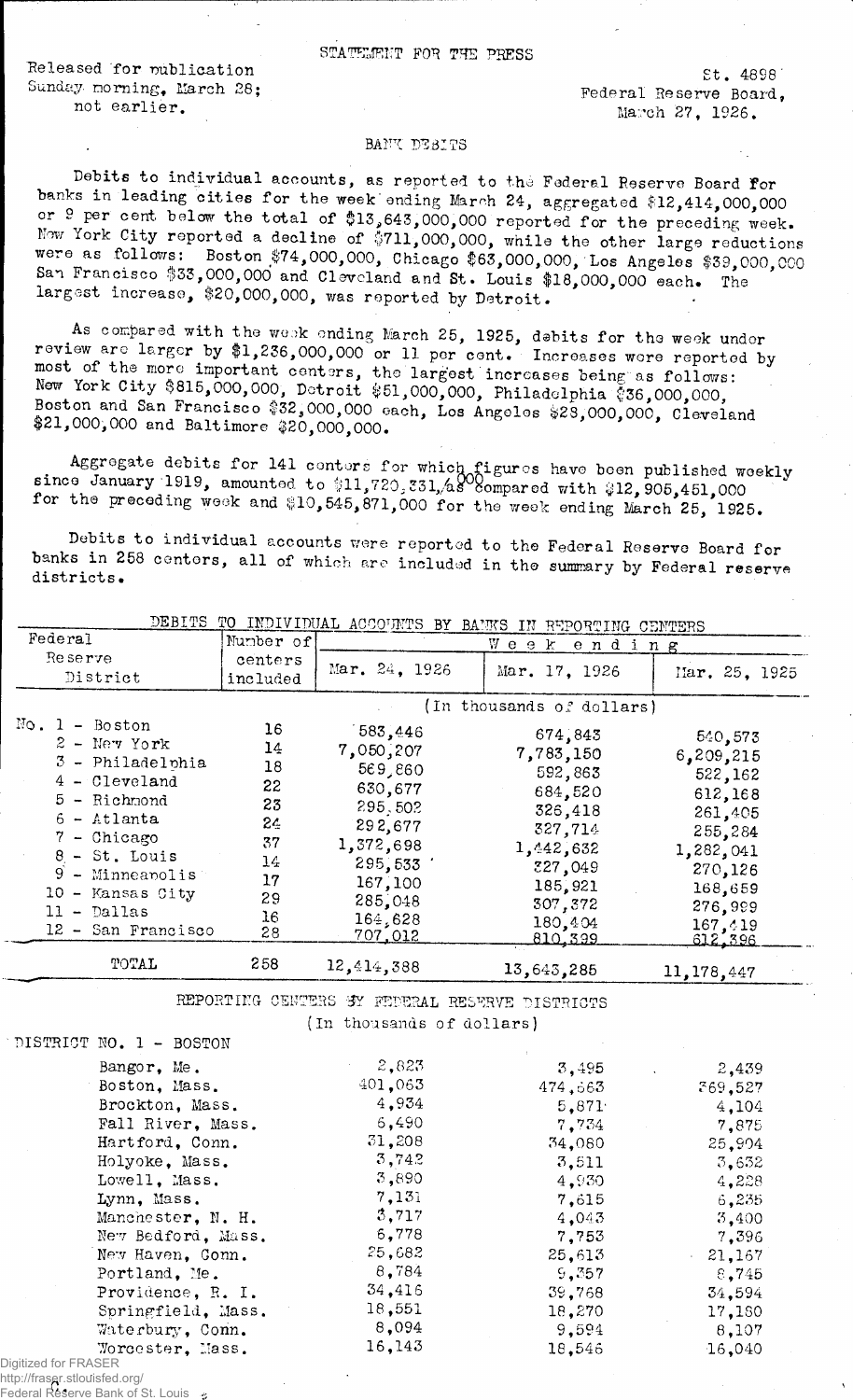STATEMENT FOR THE PRESS

Released for publication Sunday morning, March 28; not earlier.

St. 4898
Federal Reserve Board,
March 27, 1926.

## BANK DEBITS

Debits to individual accounts, as reported to the Federal Reserve Board for banks in leading cities for the week ending March 24, aggregated $12,414,000,000 or 9 per cent below the total of $13,643,000,000 reported for the preceding week. New York City reported a decline of $711,000,000, while the other large reductions were as follows: Boston $74,000,000, Chicago $63,000,000, Los Angeles $39,000,000 San Francisco $33,000,000 and Cleveland and St. Louis $18,000,000 each. The largest increase, $20,000,000, was reported by Detroit.

As compared with the week ending March 25, 1925, debits for the week under review are larger by $1,236,000,000 or 11 per cent. Increases were reported by most of the more important centers, the largest increases being as follows: New York City $815,000,000, Detroit $51,000,000, Philadelphia $36,000,000, Boston and San Francisco $32,000,000 each, Los Angeles $28,000,000, Cleveland $21,000,000 and Baltimore $20,000,000.

Aggregate debits for 141 centers for which figures have been published weekly since January 1919, amounted to $11,720,331,000 as compared with $12,905,451,000 for the preceding week and $10,545,871,000 for the week ending March 25, 1925.

Debits to individual accounts were reported to the Federal Reserve Board for banks in 258 centers, all of which are included in the summary by Federal reserve districts.

DEBITS TO INDIVIDUAL ACCOUNTS BY BANKS IN REPORTING CENTERS

| Federal Reserve District | Number of centers included | Week ending Mar. 24, 1926 | Mar. 17, 1926 | Mar. 25, 1925 |
|---|---|---|---|---|
| | | (In thousands of dollars) | | |
| No. 1 - Boston | 16 | 583,446 | 674,843 | 540,573 |
| 2 - New York | 14 | 7,050,207 | 7,783,150 | 6,209,215 |
| 3 - Philadelphia | 18 | 569,860 | 592,863 | 522,162 |
| 4 - Cleveland | 22 | 630,677 | 684,520 | 612,168 |
| 5 - Richmond | 23 | 295,502 | 326,418 | 261,405 |
| 6 - Atlanta | 24 | 292,677 | 327,714 | 255,284 |
| 7 - Chicago | 37 | 1,372,698 | 1,442,632 | 1,282,041 |
| 8 - St. Louis | 14 | 295,533 | 327,049 | 270,126 |
| 9 - Minneapolis | 17 | 167,100 | 185,921 | 168,659 |
| 10 - Kansas City | 29 | 285,048 | 307,372 | 276,999 |
| 11 - Dallas | 16 | 164,628 | 180,404 | 167,419 |
| 12 - San Francisco | 28 | 707,012 | 810,399 | 612,396 |
| TOTAL | 258 | 12,414,388 | 13,643,285 | 11,178,447 |

REPORTING CENTERS BY FEDERAL RESERVE DISTRICTS

(In thousands of dollars)

| DISTRICT NO. 1 - BOSTON | Mar. 24, 1926 | Mar. 17, 1926 | Mar. 25, 1925 |
|---|---|---|---|
| Bangor, Me. | 2,823 | 3,495 | 2,439 |
| Boston, Mass. | 401,063 | 474,563 | 369,527 |
| Brockton, Mass. | 4,934 | 5,871 | 4,104 |
| Fall River, Mass. | 6,490 | 7,734 | 7,875 |
| Hartford, Conn. | 31,208 | 34,080 | 25,904 |
| Holyoke, Mass. | 3,742 | 3,511 | 3,632 |
| Lowell, Mass. | 3,890 | 4,930 | 4,228 |
| Lynn, Mass. | 7,131 | 7,615 | 6,235 |
| Manchester, N. H. | 3,717 | 4,043 | 3,400 |
| New Bedford, Mass. | 6,778 | 7,753 | 7,396 |
| New Haven, Conn. | 25,682 | 25,613 | 21,167 |
| Portland, Me. | 8,784 | 9,357 | 8,745 |
| Providence, R. I. | 34,416 | 39,768 | 34,594 |
| Springfield, Mass. | 18,551 | 18,270 | 17,180 |
| Waterbury, Conn. | 8,094 | 9,594 | 8,107 |
| Worcester, Mass. | 16,143 | 18,546 | 16,040 |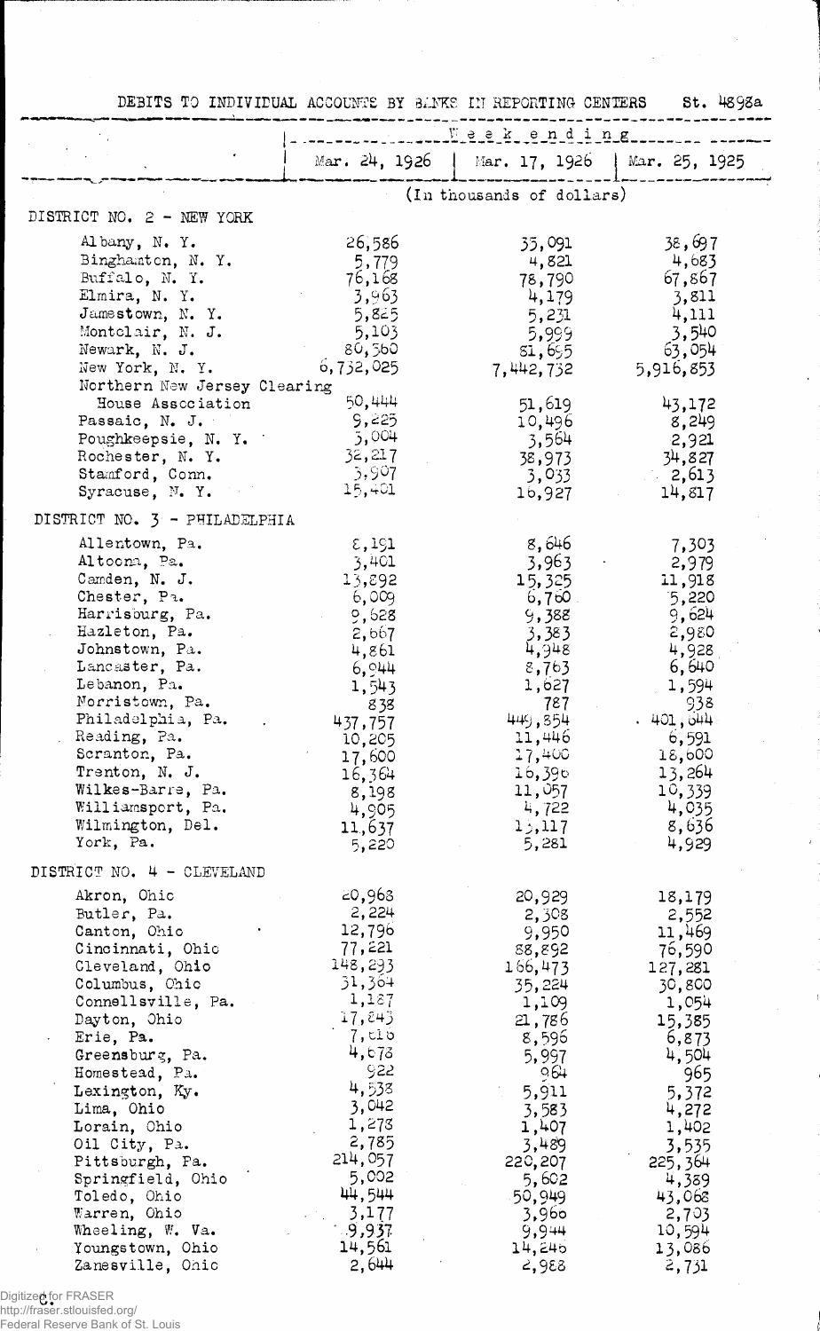DEBITS TO INDIVIDUAL ACCOUNTS BY BANKS IN REPORTING CENTERS St. 4898a

| | Week ending | | |
|---|---|---|---|
| | Mar. 24, 1926 | Mar. 17, 1926 | Mar. 25, 1925 |
| | (In thousands of dollars) | | |
| **DISTRICT NO. 2 - NEW YORK** | | | |
| Albany, N. Y. | 26,586 | 35,091 | 38,697 |
| Binghamton, N. Y. | 5,779 | 4,821 | 4,683 |
| Buffalo, N. Y. | 76,168 | 78,790 | 67,867 |
| Elmira, N. Y. | 3,963 | 4,179 | 3,811 |
| Jamestown, N. Y. | 5,825 | 5,231 | 4,111 |
| Montclair, N. J. | 5,103 | 5,999 | 3,540 |
| Newark, N. J. | 80,560 | 81,695 | 63,054 |
| New York, N. Y. | 6,732,025 | 7,442,732 | 5,916,853 |
| Northern New Jersey Clearing House Association | 50,444 | 51,619 | 43,172 |
| Passaic, N. J. | 9,225 | 10,496 | 8,249 |
| Poughkeepsie, N. Y. | 3,004 | 3,564 | 2,921 |
| Rochester, N. Y. | 32,217 | 38,973 | 34,827 |
| Stamford, Conn. | 3,907 | 3,033 | 2,613 |
| Syracuse, N. Y. | 15,401 | 16,927 | 14,817 |
| **DISTRICT NO. 3 - PHILADELPHIA** | | | |
| Allentown, Pa. | 8,191 | 8,646 | 7,303 |
| Altoona, Pa. | 3,401 | 3,963 | 2,979 |
| Camden, N. J. | 13,892 | 15,325 | 11,918 |
| Chester, Pa. | 6,009 | 6,760 | 5,220 |
| Harrisburg, Pa. | 9,628 | 9,388 | 9,624 |
| Hazleton, Pa. | 2,667 | 3,383 | 2,980 |
| Johnstown, Pa. | 4,861 | 4,948 | 4,928 |
| Lancaster, Pa. | 6,944 | 8,763 | 6,640 |
| Lebanon, Pa. | 1,543 | 1,627 | 1,594 |
| Norristown, Pa. | 838 | 787 | 938 |
| Philadelphia, Pa. | 437,757 | 449,854 | 401,644 |
| Reading, Pa. | 10,205 | 11,446 | 6,591 |
| Scranton, Pa. | 17,600 | 17,400 | 18,600 |
| Trenton, N. J. | 16,364 | 16,396 | 13,264 |
| Wilkes-Barre, Pa. | 8,198 | 11,057 | 10,339 |
| Williamsport, Pa. | 4,905 | 4,722 | 4,035 |
| Wilmington, Del. | 11,637 | 13,117 | 8,636 |
| York, Pa. | 5,220 | 5,281 | 4,929 |
| **DISTRICT NO. 4 - CLEVELAND** | | | |
| Akron, Ohio | 20,963 | 20,929 | 18,179 |
| Butler, Pa. | 2,224 | 2,308 | 2,552 |
| Canton, Ohio | 12,796 | 9,950 | 11,469 |
| Cincinnati, Ohio | 77,221 | 88,892 | 76,590 |
| Cleveland, Ohio | 148,293 | 166,473 | 127,281 |
| Columbus, Ohio | 31,364 | 35,224 | 30,800 |
| Connellsville, Pa. | 1,187 | 1,109 | 1,054 |
| Dayton, Ohio | 17,843 | 21,786 | 15,385 |
| Erie, Pa. | 7,816 | 8,596 | 6,873 |
| Greensburg, Pa. | 4,678 | 5,997 | 4,504 |
| Homestead, Pa. | 922 | 964 | 965 |
| Lexington, Ky. | 4,538 | 5,911 | 5,372 |
| Lima, Ohio | 3,042 | 3,583 | 4,272 |
| Lorain, Ohio | 1,278 | 1,407 | 1,402 |
| Oil City, Pa. | 2,785 | 3,489 | 3,535 |
| Pittsburgh, Pa. | 214,057 | 220,207 | 225,364 |
| Springfield, Ohio | 5,002 | 5,602 | 4,389 |
| Toledo, Ohio | 44,544 | 50,949 | 43,068 |
| Warren, Ohio | 3,177 | 3,960 | 2,703 |
| Wheeling, W. Va. | 9,937 | 9,944 | 10,594 |
| Youngstown, Ohio | 14,561 | 14,246 | 13,086 |
| Zanesville, Ohio | 2,644 | 2,988 | 2,731 |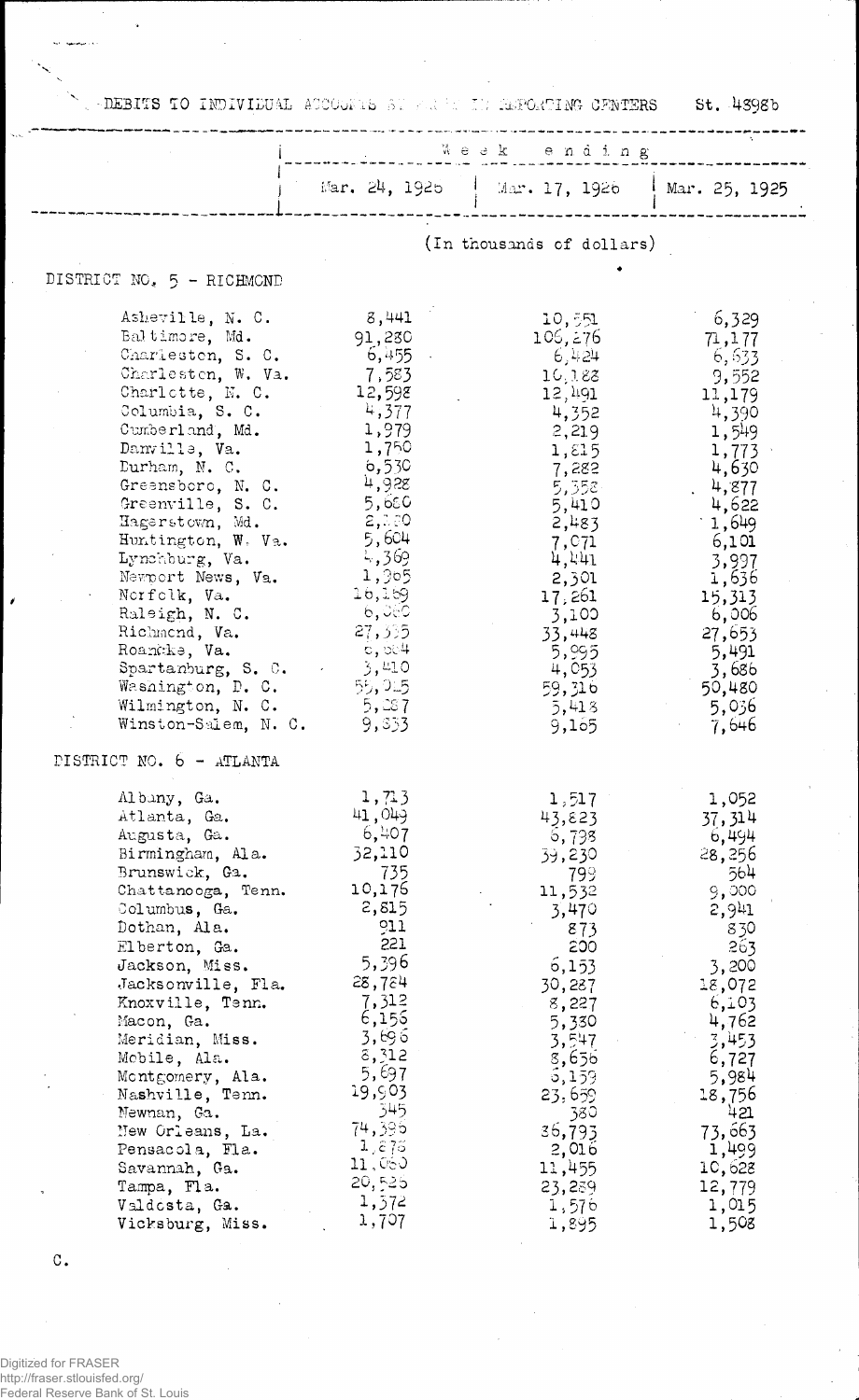DEBITS TO INDIVIDUAL ACCOUNTS BY BANKS IN REPORTING CENTERS St. 4898b

| | Week ending Mar. 24, 1926 | Mar. 17, 1926 | Mar. 25, 1925 |
|---|---|---|---|
| | (In thousands of dollars) | | |
| **DISTRICT NO. 5 - RICHMOND** | | | |
| Asheville, N. C. | 8,441 | 10,551 | 6,329 |
| Baltimore, Md. | 91,280 | 106,276 | 71,177 |
| Charleston, S. C. | 6,455 | 6,424 | 6,633 |
| Charleston, W. Va. | 7,583 | 10,188 | 9,552 |
| Charlotte, N. C. | 12,598 | 12,491 | 11,179 |
| Columbia, S. C. | 4,377 | 4,352 | 4,390 |
| Cumberland, Md. | 1,979 | 2,219 | 1,549 |
| Danville, Va. | 1,750 | 1,815 | 1,773 |
| Durham, N. C. | 6,530 | 7,282 | 4,630 |
| Greensboro, N. C. | 4,928 | 5,358 | 4,877 |
| Greenville, S. C. | 5,660 | 5,410 | 4,622 |
| Hagerstown, Md. | 2,120 | 2,483 | 1,649 |
| Huntington, W. Va. | 5,604 | 7,071 | 6,101 |
| Lynchburg, Va. | 4,369 | 4,441 | 3,997 |
| Newport News, Va. | 1,905 | 2,301 | 1,636 |
| Norfolk, Va. | 16,169 | 17,261 | 15,313 |
| Raleigh, N. C. | 6,000 | 3,100 | 6,006 |
| Richmond, Va. | 27,535 | 33,448 | 27,653 |
| Roanoke, Va. | 5,504 | 5,995 | 5,491 |
| Spartanburg, S. C. | 3,410 | 4,053 | 3,686 |
| Washington, D. C. | 55,025 | 59,316 | 50,480 |
| Wilmington, N. C. | 5,287 | 5,418 | 5,036 |
| Winston-Salem, N. C. | 9,333 | 9,165 | 7,646 |
| **DISTRICT NO. 6 - ATLANTA** | | | |
| Albany, Ga. | 1,713 | 1,517 | 1,052 |
| Atlanta, Ga. | 41,049 | 43,823 | 37,314 |
| Augusta, Ga. | 6,407 | 6,798 | 6,494 |
| Birmingham, Ala. | 32,110 | 39,230 | 28,256 |
| Brunswick, Ga. | 735 | 799 | 564 |
| Chattanooga, Tenn. | 10,176 | 11,532 | 9,000 |
| Columbus, Ga. | 2,815 | 3,470 | 2,941 |
| Dothan, Ala. | 911 | 873 | 830 |
| Elberton, Ga. | 221 | 200 | 263 |
| Jackson, Miss. | 5,396 | 6,153 | 3,200 |
| Jacksonville, Fla. | 28,784 | 30,287 | 18,072 |
| Knoxville, Tenn. | 7,312 | 8,227 | 6,103 |
| Macon, Ga. | 6,156 | 5,330 | 4,762 |
| Meridian, Miss. | 3,696 | 3,547 | 3,453 |
| Mobile, Ala. | 8,312 | 8,656 | 6,727 |
| Montgomery, Ala. | 5,697 | 6,159 | 5,984 |
| Nashville, Tenn. | 19,903 | 23,659 | 18,756 |
| Newnan, Ga. | 345 | 380 | 421 |
| New Orleans, La. | 74,396 | 86,793 | 73,663 |
| Pensacola, Fla. | 1,876 | 2,016 | 1,499 |
| Savannah, Ga. | 11,060 | 11,455 | 10,628 |
| Tampa, Fla. | 20,526 | 23,289 | 12,779 |
| Valdosta, Ga. | 1,372 | 1,576 | 1,015 |
| Vicksburg, Miss. | 1,707 | 1,895 | 1,508 |

C.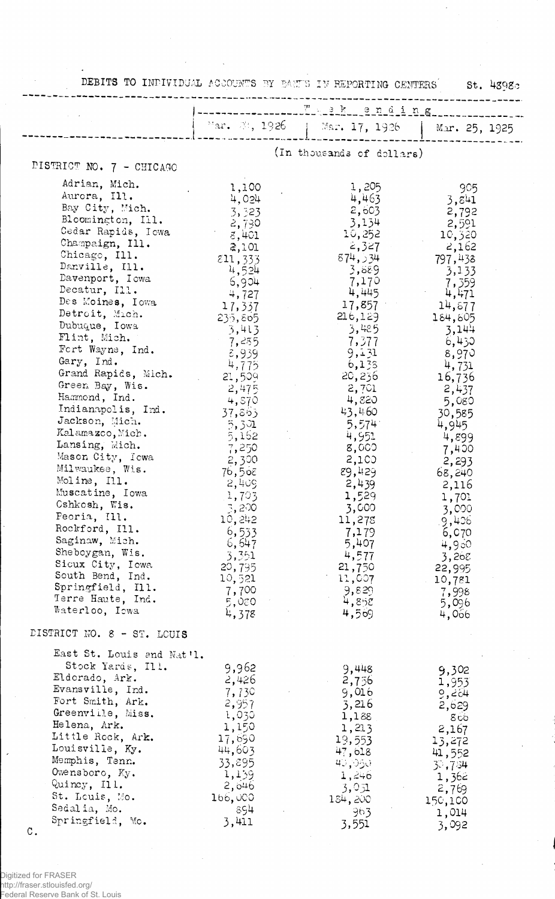DEBITS TO INDIVIDUAL ACCOUNTS BY BANKS IN REPORTING CENTERS St. 4398c

| | Week ending | | |
|---|---|---|---|
| | Mar. 24, 1926 | Mar. 17, 1926 | Mar. 25, 1925 |
| | (In thousands of dollars) | | |
| **DISTRICT NO. 7 - CHICAGO** | | | |
| Adrian, Mich. | 1,100 | 1,205 | 905 |
| Aurora, Ill. | 4,024 | 4,463 | 3,841 |
| Bay City, Mich. | 3,323 | 2,603 | 2,792 |
| Bloomington, Ill. | 2,730 | 3,134 | 2,591 |
| Cedar Rapids, Iowa | 8,401 | 10,252 | 10,320 |
| Champaign, Ill. | 2,101 | 2,327 | 2,162 |
| Chicago, Ill. | 811,333 | 874,534 | 797,438 |
| Danville, Ill. | 4,524 | 3,889 | 3,133 |
| Davenport, Iowa | 6,904 | 7,170 | 7,359 |
| Decatur, Ill. | 4,727 | 4,445 | 4,471 |
| Des Moines, Iowa | 17,337 | 17,857 | 14,877 |
| Detroit, Mich. | 235,805 | 216,129 | 184,805 |
| Dubuque, Iowa | 3,413 | 3,485 | 3,144 |
| Flint, Mich. | 7,255 | 7,377 | 6,430 |
| Fort Wayne, Ind. | 8,939 | 9,131 | 8,970 |
| Gary, Ind. | 4,775 | 6,135 | 4,731 |
| Grand Rapids, Mich. | 21,509 | 20,256 | 16,736 |
| Green Bay, Wis. | 2,475 | 2,701 | 2,437 |
| Hammond, Ind. | 4,870 | 4,820 | 5,080 |
| Indianapolis, Ind. | 37,865 | 43,460 | 30,585 |
| Jackson, Mich. | 5,301 | 5,574 | 4,945 |
| Kalamazoo, Mich. | 5,162 | 4,951 | 4,899 |
| Lansing, Mich. | 7,250 | 8,000 | 7,400 |
| Mason City, Iowa | 2,300 | 2,100 | 2,293 |
| Milwaukee, Wis. | 76,568 | 89,429 | 68,240 |
| Moline, Ill. | 2,409 | 2,439 | 2,116 |
| Muscatine, Iowa | 1,703 | 1,529 | 1,701 |
| Oshkosh, Wis. | 3,200 | 3,000 | 3,000 |
| Peoria, Ill. | 10,242 | 11,278 | 9,406 |
| Rockford, Ill. | 6,533 | 7,179 | 6,070 |
| Saginaw, Mich. | 6,647 | 5,407 | 4,960 |
| Sheboygan, Wis. | 3,351 | 4,577 | 3,268 |
| Sioux City, Iowa | 20,795 | 21,750 | 22,995 |
| South Bend, Ind. | 10,521 | 11,007 | 10,781 |
| Springfield, Ill. | 7,700 | 9,829 | 7,998 |
| Terre Haute, Ind. | 5,080 | 4,858 | 5,096 |
| Waterloo, Iowa | 4,378 | 4,569 | 4,066 |
| **DISTRICT NO. 8 - ST. LOUIS** | | | |
| East St. Louis and Nat'l. Stock Yards, Ill. | 9,962 | 9,448 | 9,302 |
| Eldorado, Ark. | 2,426 | 2,736 | 1,953 |
| Evansville, Ind. | 7,730 | 9,016 | 9,284 |
| Fort Smith, Ark. | 2,957 | 3,216 | 2,629 |
| Greenville, Miss. | 1,030 | 1,188 | 866 |
| Helena, Ark. | 1,150 | 1,213 | 2,167 |
| Little Rock, Ark. | 17,690 | 19,553 | 13,272 |
| Louisville, Ky. | 44,603 | 47,618 | 41,552 |
| Memphis, Tenn. | 33,895 | 40,050 | 30,734 |
| Owensboro, Ky. | 1,139 | 1,246 | 1,362 |
| Quincy, Ill. | 2,646 | 3,031 | 2,769 |
| St. Louis, Mo. | 166,000 | 184,200 | 150,100 |
| Sedalia, Mo. | 894 | 963 | 1,014 |
| Springfield, Mo. | 3,411 | 3,551 | 3,092 |

C.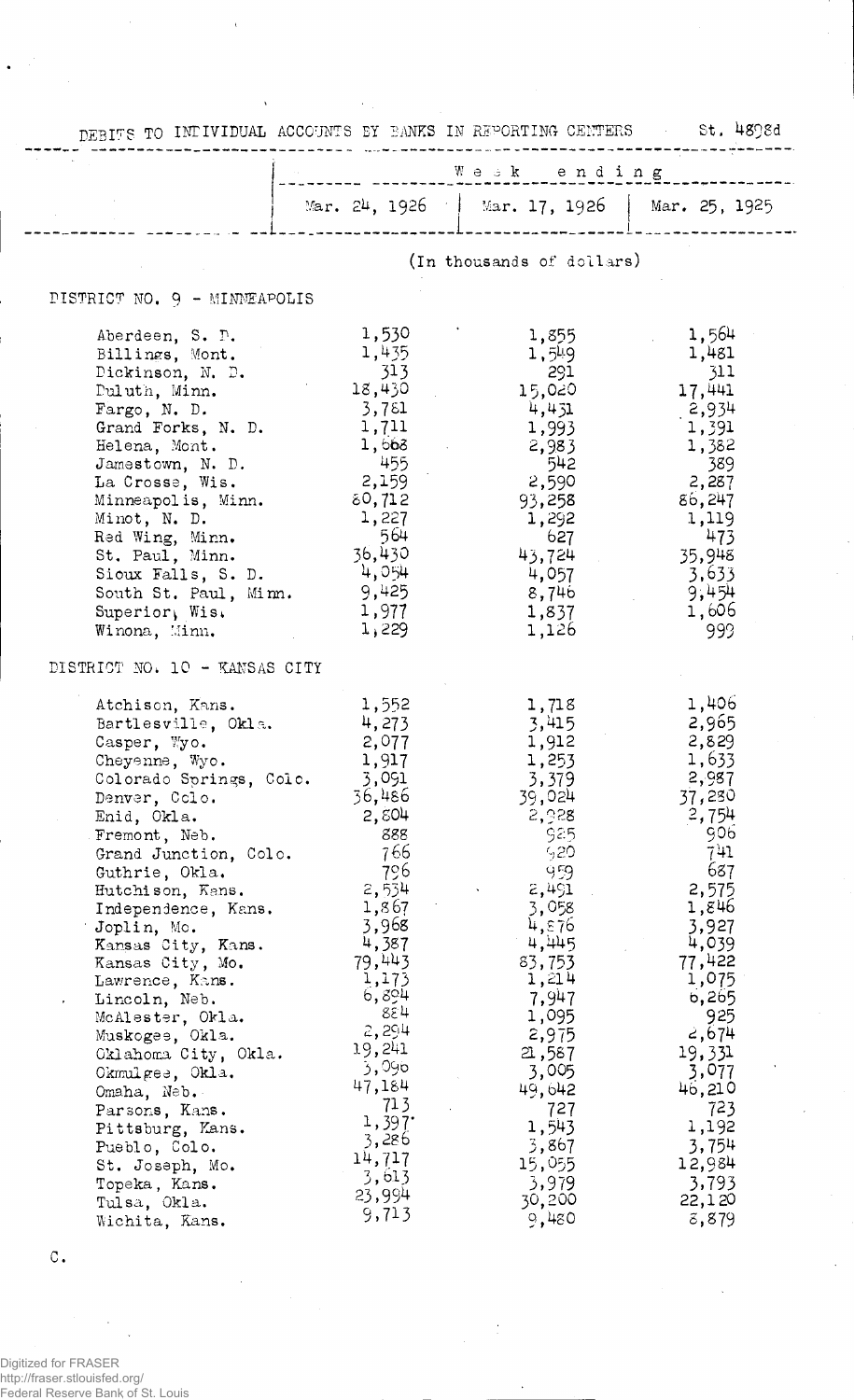DEBITS TO INDIVIDUAL ACCOUNTS BY BANKS IN REPORTING CENTERS St. 4898d

| | Week ending | | |
|---|---|---|---|
| | Mar. 24, 1926 | Mar. 17, 1926 | Mar. 25, 1925 |
| | (In thousands of dollars) | | |
| **DISTRICT NO. 9 - MINNEAPOLIS** | | | |
| Aberdeen, S. D. | 1,530 | 1,855 | 1,564 |
| Billings, Mont. | 1,435 | 1,549 | 1,481 |
| Dickinson, N. D. | 313 | 291 | 311 |
| Duluth, Minn. | 18,430 | 15,020 | 17,441 |
| Fargo, N. D. | 3,781 | 4,431 | 2,934 |
| Grand Forks, N. D. | 1,711 | 1,993 | 1,391 |
| Helena, Mont. | 1,668 | 2,983 | 1,382 |
| Jamestown, N. D. | 455 | 542 | 389 |
| La Crosse, Wis. | 2,159 | 2,590 | 2,287 |
| Minneapolis, Minn. | 80,712 | 93,258 | 86,247 |
| Minot, N. D. | 1,227 | 1,292 | 1,119 |
| Red Wing, Minn. | 564 | 627 | 473 |
| St. Paul, Minn. | 36,430 | 43,724 | 35,948 |
| Sioux Falls, S. D. | 4,054 | 4,057 | 3,633 |
| South St. Paul, Minn. | 9,425 | 8,746 | 9,454 |
| Superior, Wis. | 1,977 | 1,837 | 1,606 |
| Winona, Minn. | 1,229 | 1,126 | 999 |
| **DISTRICT NO. 10 - KANSAS CITY** | | | |
| Atchison, Kans. | 1,552 | 1,718 | 1,406 |
| Bartlesville, Okla. | 4,273 | 3,415 | 2,965 |
| Casper, Wyo. | 2,077 | 1,912 | 2,829 |
| Cheyenne, Wyo. | 1,917 | 1,253 | 1,633 |
| Colorado Springs, Colo. | 3,091 | 3,379 | 2,987 |
| Denver, Colo. | 36,486 | 39,024 | 37,230 |
| Enid, Okla. | 2,804 | 2,928 | 2,754 |
| Fremont, Neb. | 888 | 925 | 906 |
| Grand Junction, Colo. | 766 | 920 | 741 |
| Guthrie, Okla. | 796 | 959 | 687 |
| Hutchison, Kans. | 2,534 | 2,491 | 2,575 |
| Independence, Kans. | 1,867 | 3,058 | 1,846 |
| Joplin, Mo. | 3,968 | 4,876 | 3,927 |
| Kansas City, Kans. | 4,387 | 4,445 | 4,039 |
| Kansas City, Mo. | 79,443 | 83,753 | 77,422 |
| Lawrence, Kans. | 1,173 | 1,214 | 1,075 |
| Lincoln, Neb. | 6,894 | 7,947 | 6,265 |
| McAlester, Okla. | 884 | 1,095 | 925 |
| Muskogee, Okla. | 2,294 | 2,975 | 2,674 |
| Oklahoma City, Okla. | 19,241 | 21,587 | 19,331 |
| Okmulgee, Okla. | 3,096 | 3,005 | 3,077 |
| Omaha, Neb. | 47,184 | 49,642 | 46,210 |
| Parsons, Kans. | 713 | 727 | 723 |
| Pittsburg, Kans. | 1,397 | 1,543 | 1,192 |
| Pueblo, Colo. | 3,286 | 3,867 | 3,754 |
| St. Joseph, Mo. | 14,717 | 15,055 | 12,984 |
| Topeka, Kans. | 3,613 | 3,979 | 3,793 |
| Tulsa, Okla. | 23,994 | 30,200 | 22,120 |
| Wichita, Kans. | 9,713 | 9,480 | 8,879 |

C.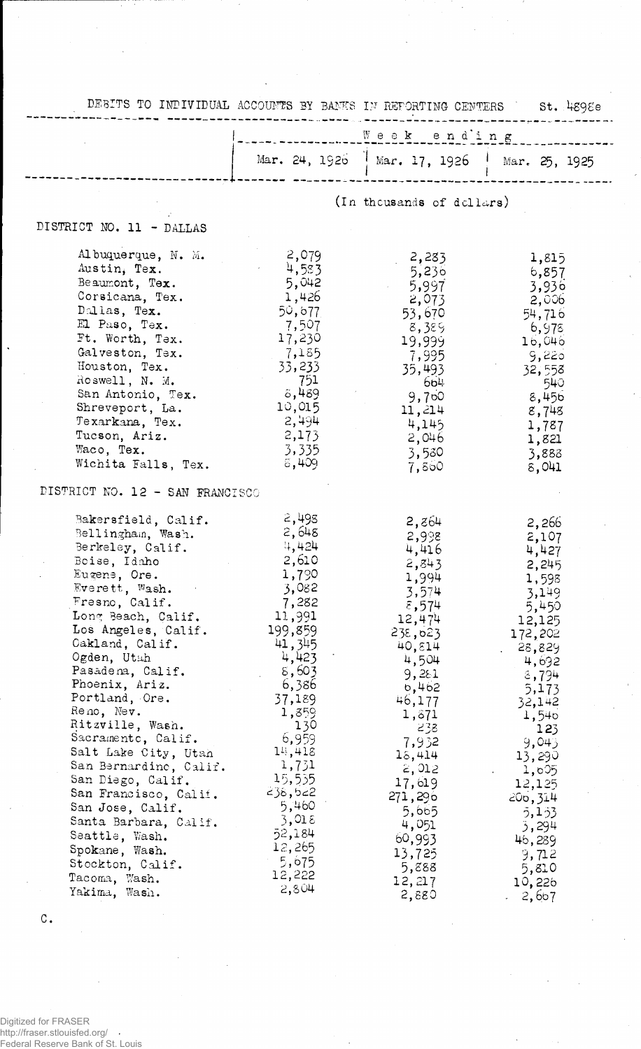DEBITS TO INDIVIDUAL ACCOUNTS BY BANKS IN REPORTING CENTERS St. 4898e

| | Week ending | | |
|---|---|---|---|
| | Mar. 24, 1926 | Mar. 17, 1926 | Mar. 25, 1925 |
| | (In thousands of dollars) | | |
| **DISTRICT NO. 11 - DALLAS** | | | |
| Albuquerque, N. M. | 2,079 | 2,283 | 1,815 |
| Austin, Tex. | 4,583 | 5,236 | 6,857 |
| Beaumont, Tex. | 5,042 | 5,997 | 3,936 |
| Corsicana, Tex. | 1,426 | 2,073 | 2,006 |
| Dallas, Tex. | 50,677 | 53,670 | 54,716 |
| El Paso, Tex. | 7,507 | 8,389 | 6,978 |
| Ft. Worth, Tex. | 17,230 | 19,999 | 16,046 |
| Galveston, Tex. | 7,185 | 7,995 | 9,220 |
| Houston, Tex. | 33,233 | 35,493 | 32,558 |
| Roswell, N. M. | 751 | 664 | 540 |
| San Antonio, Tex. | 8,489 | 9,760 | 8,456 |
| Shreveport, La. | 10,015 | 11,214 | 8,748 |
| Texarkana, Tex. | 2,494 | 4,145 | 1,787 |
| Tucson, Ariz. | 2,173 | 2,046 | 1,821 |
| Waco, Tex. | 3,335 | 3,580 | 3,888 |
| Wichita Falls, Tex. | 8,409 | 7,860 | 8,041 |
| **DISTRICT NO. 12 - SAN FRANCISCO** | | | |
| Bakersfield, Calif. | 2,498 | 2,864 | 2,266 |
| Bellingham, Wash. | 2,648 | 2,998 | 2,107 |
| Berkeley, Calif. | 4,424 | 4,416 | 4,427 |
| Boise, Idaho | 2,610 | 2,843 | 2,245 |
| Eugene, Ore. | 1,790 | 1,994 | 1,598 |
| Everett, Wash. | 3,082 | 3,574 | 3,149 |
| Fresno, Calif. | 7,282 | 8,574 | 5,450 |
| Long Beach, Calif. | 11,991 | 12,474 | 12,125 |
| Los Angeles, Calif. | 199,859 | 238,623 | 172,202 |
| Oakland, Calif. | 41,345 | 40,814 | 28,829 |
| Ogden, Utah | 4,423 | 4,504 | 4,692 |
| Pasadena, Calif. | 8,603 | 9,281 | 8,794 |
| Phoenix, Ariz. | 6,386 | 6,462 | 5,173 |
| Portland, Ore. | 37,189 | 46,177 | 32,142 |
| Reno, Nev. | 1,859 | 1,871 | 1,546 |
| Ritzville, Wash. | 130 | 238 | 123 |
| Sacramento, Calif. | 6,959 | 7,932 | 9,043 |
| Salt Lake City, Utah | 14,418 | 16,414 | 13,290 |
| San Bernardino, Calif. | 1,731 | 2,012 | 1,605 |
| San Diego, Calif. | 15,535 | 17,619 | 12,125 |
| San Francisco, Calif. | 238,622 | 271,296 | 206,314 |
| San Jose, Calif. | 5,460 | 5,665 | 5,153 |
| Santa Barbara, Calif. | 3,018 | 4,051 | 3,294 |
| Seattle, Wash. | 52,184 | 60,993 | 46,289 |
| Spokane, Wash. | 12,265 | 13,725 | 9,712 |
| Stockton, Calif. | 5,675 | 5,888 | 5,810 |
| Tacoma, Wash. | 12,222 | 12,217 | 10,226 |
| Yakima, Wash. | 2,804 | 2,880 | 2,667 |

C.